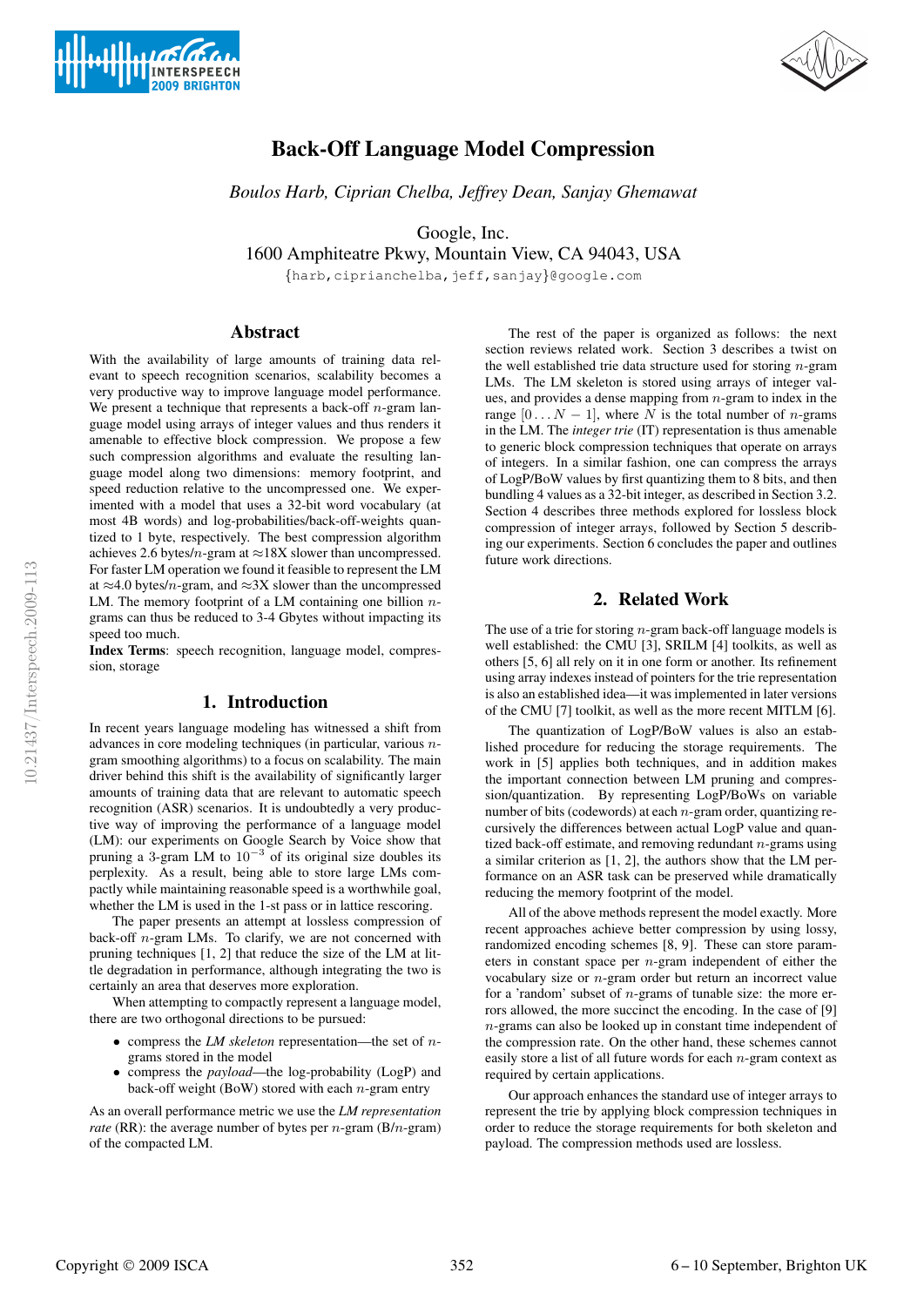# Back-Off Language Model Compression

*Boulos Harb, Ciprian Chelba, Jeffrey Dean, Sanjay Ghemawat*

Google, Inc.
1600 Amphiteatre Pkwy, Mountain View, CA 94043, USA
{harb,ciprianchelba,jeff,sanjay}@google.com

## Abstract

With the availability of large amounts of training data relevant to speech recognition scenarios, scalability becomes a very productive way to improve language model performance. We present a technique that represents a back-off $n$-gram language model using arrays of integer values and thus renders it amenable to effective block compression. We propose a few such compression algorithms and evaluate the resulting language model along two dimensions: memory footprint, and speed reduction relative to the uncompressed one. We experimented with a model that uses a 32-bit word vocabulary (at most 4B words) and log-probabilities/back-off-weights quantized to 1 byte, respectively. The best compression algorithm achieves 2.6 bytes/$n$-gram at ≈18X slower than uncompressed. For faster LM operation we found it feasible to represent the LM at ≈4.0 bytes/$n$-gram, and ≈3X slower than the uncompressed LM. The memory footprint of a LM containing one billion $n$-grams can thus be reduced to 3-4 Gbytes without impacting its speed too much.

**Index Terms**: speech recognition, language model, compression, storage

## 1. Introduction

In recent years language modeling has witnessed a shift from advances in core modeling techniques (in particular, various $n$-gram smoothing algorithms) to a focus on scalability. The main driver behind this shift is the availability of significantly larger amounts of training data that are relevant to automatic speech recognition (ASR) scenarios. It is undoubtedly a very productive way of improving the performance of a language model (LM): our experiments on Google Search by Voice show that pruning a 3-gram LM to $10^{-3}$ of its original size doubles its perplexity. As a result, being able to store large LMs compactly while maintaining reasonable speed is a worthwhile goal, whether the LM is used in the 1-st pass or in lattice rescoring.

The paper presents an attempt at lossless compression of back-off $n$-gram LMs. To clarify, we are not concerned with pruning techniques [1, 2] that reduce the size of the LM at little degradation in performance, although integrating the two is certainly an area that deserves more exploration.

When attempting to compactly represent a language model, there are two orthogonal directions to be pursued:

- compress the *LM skeleton* representation—the set of $n$-grams stored in the model
- compress the *payload*—the log-probability (LogP) and back-off weight (BoW) stored with each $n$-gram entry

As an overall performance metric we use the *LM representation rate* (RR): the average number of bytes per $n$-gram (B/$n$-gram) of the compacted LM.

The rest of the paper is organized as follows: the next section reviews related work. Section 3 describes a twist on the well established trie data structure used for storing $n$-gram LMs. The LM skeleton is stored using arrays of integer values, and provides a dense mapping from $n$-gram to index in the range $[0 \ldots N-1]$, where $N$ is the total number of $n$-grams in the LM. The *integer trie* (IT) representation is thus amenable to generic block compression techniques that operate on arrays of integers. In a similar fashion, one can compress the arrays of LogP/BoW values by first quantizing them to 8 bits, and then bundling 4 values as a 32-bit integer, as described in Section 3.2. Section 4 describes three methods explored for lossless block compression of integer arrays, followed by Section 5 describing our experiments. Section 6 concludes the paper and outlines future work directions.

## 2. Related Work

The use of a trie for storing $n$-gram back-off language models is well established: the CMU [3], SRILM [4] toolkits, as well as others [5, 6] all rely on it in one form or another. Its refinement using array indexes instead of pointers for the trie representation is also an established idea—it was implemented in later versions of the CMU [7] toolkit, as well as the more recent MITLM [6].

The quantization of LogP/BoW values is also an established procedure for reducing the storage requirements. The work in [5] applies both techniques, and in addition makes the important connection between LM pruning and compression/quantization. By representing LogP/BoWs on variable number of bits (codewords) at each $n$-gram order, quantizing recursively the differences between actual LogP value and quantized back-off estimate, and removing redundant $n$-grams using a similar criterion as [1, 2], the authors show that the LM performance on an ASR task can be preserved while dramatically reducing the memory footprint of the model.

All of the above methods represent the model exactly. More recent approaches achieve better compression by using lossy, randomized encoding schemes [8, 9]. These can store parameters in constant space per $n$-gram independent of either the vocabulary size or $n$-gram order but return an incorrect value for a 'random' subset of $n$-grams of tunable size: the more errors allowed, the more succinct the encoding. In the case of [9] $n$-grams can also be looked up in constant time independent of the compression rate. On the other hand, these schemes cannot easily store a list of all future words for each $n$-gram context as required by certain applications.

Our approach enhances the standard use of integer arrays to represent the trie by applying block compression techniques in order to reduce the storage requirements for both skeleton and payload. The compression methods used are lossless.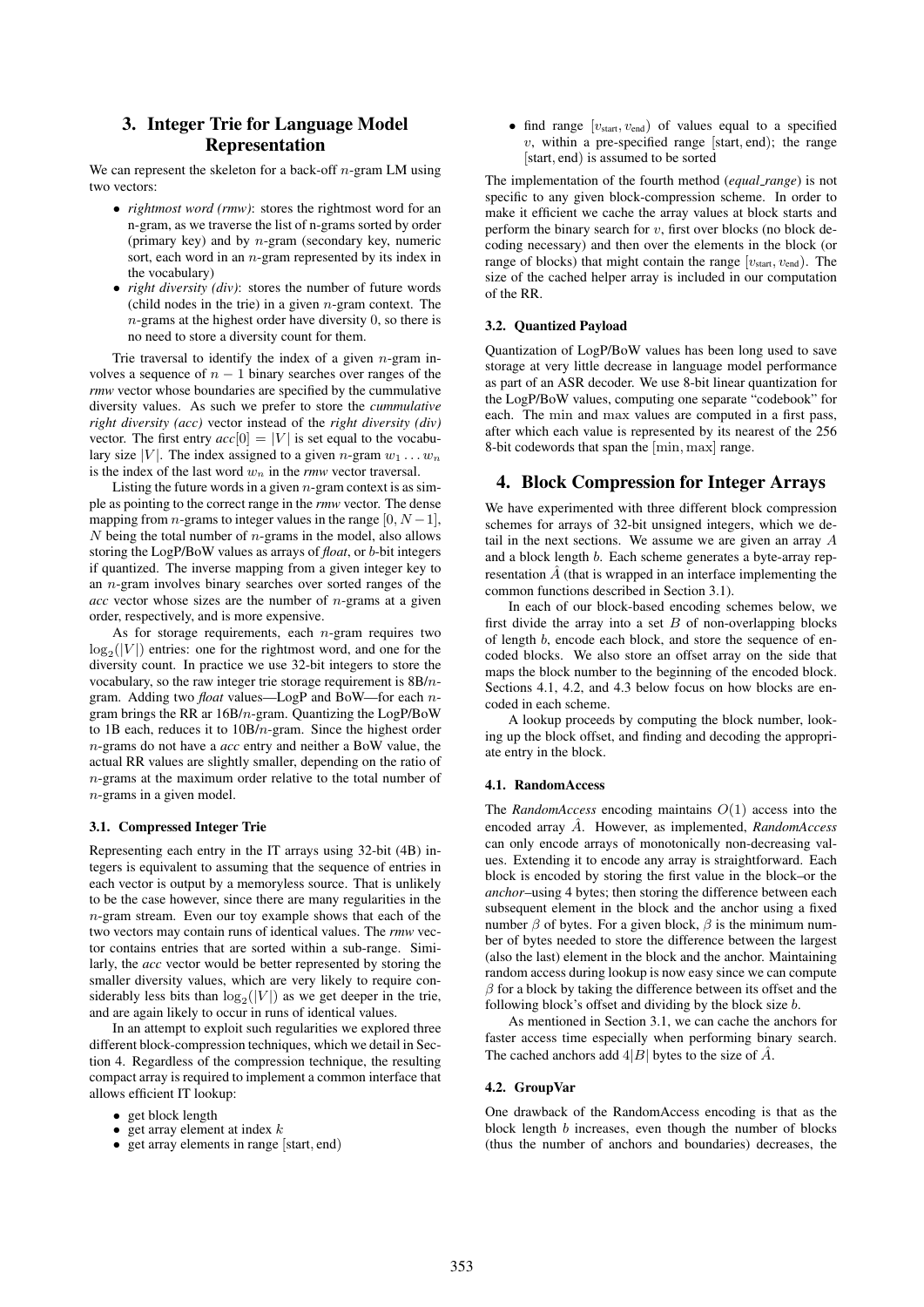## 3. Integer Trie for Language Model Representation

We can represent the skeleton for a back-off $n$-gram LM using two vectors:

- *rightmost word (rmw)*: stores the rightmost word for an n-gram, as we traverse the list of n-grams sorted by order (primary key) and by $n$-gram (secondary key, numeric sort, each word in an $n$-gram represented by its index in the vocabulary)
- *right diversity (div)*: stores the number of future words (child nodes in the trie) in a given $n$-gram context. The $n$-grams at the highest order have diversity 0, so there is no need to store a diversity count for them.

Trie traversal to identify the index of a given $n$-gram involves a sequence of $n-1$ binary searches over ranges of the *rmw* vector whose boundaries are specified by the cummulative diversity values. As such we prefer to store the *cummulative right diversity (acc)* vector instead of the *right diversity (div)* vector. The first entry $acc[0] = |V|$ is set equal to the vocabulary size $|V|$. The index assigned to a given $n$-gram $w_1 \ldots w_n$ is the index of the last word $w_n$ in the *rmw* vector traversal.

Listing the future words in a given $n$-gram context is as simple as pointing to the correct range in the *rmw* vector. The dense mapping from $n$-grams to integer values in the range $[0, N-1]$, $N$ being the total number of $n$-grams in the model, also allows storing the LogP/BoW values as arrays of *float*, or $b$-bit integers if quantized. The inverse mapping from a given integer key to an $n$-gram involves binary searches over sorted ranges of the *acc* vector whose sizes are the number of $n$-grams at a given order, respectively, and is more expensive.

As for storage requirements, each $n$-gram requires two $\log_2(|V|)$ entries: one for the rightmost word, and one for the diversity count. In practice we use 32-bit integers to store the vocabulary, so the raw integer trie storage requirement is 8B/$n$-gram. Adding two *float* values—LogP and BoW—for each $n$-gram brings the RR ar 16B/$n$-gram. Quantizing the LogP/BoW to 1B each, reduces it to 10B/$n$-gram. Since the highest order $n$-grams do not have a *acc* entry and neither a BoW value, the actual RR values are slightly smaller, depending on the ratio of $n$-grams at the maximum order relative to the total number of $n$-grams in a given model.

### 3.1. Compressed Integer Trie

Representing each entry in the IT arrays using 32-bit (4B) integers is equivalent to assuming that the sequence of entries in each vector is output by a memoryless source. That is unlikely to be the case however, since there are many regularities in the $n$-gram stream. Even our toy example shows that each of the two vectors may contain runs of identical values. The *rmw* vector contains entries that are sorted within a sub-range. Similarly, the *acc* vector would be better represented by storing the smaller diversity values, which are very likely to require considerably less bits than $\log_2(|V|)$ as we get deeper in the trie, and are again likely to occur in runs of identical values.

In an attempt to exploit such regularities we explored three different block-compression techniques, which we detail in Section 4. Regardless of the compression technique, the resulting compact array is required to implement a common interface that allows efficient IT lookup:

- get block length
- get array element at index $k$
- get array elements in range $[\text{start}, \text{end})$
- find range $[v_{\text{start}}, v_{\text{end}})$ of values equal to a specified $v$, within a pre-specified range $[\text{start}, \text{end})$; the range $[\text{start}, \text{end})$ is assumed to be sorted

The implementation of the fourth method (*equal_range*) is not specific to any given block-compression scheme. In order to make it efficient we cache the array values at block starts and perform the binary search for $v$, first over blocks (no block decoding necessary) and then over the elements in the block (or range of blocks) that might contain the range $[v_{\text{start}}, v_{\text{end}})$. The size of the cached helper array is included in our computation of the RR.

### 3.2. Quantized Payload

Quantization of LogP/BoW values has been long used to save storage at very little decrease in language model performance as part of an ASR decoder. We use 8-bit linear quantization for the LogP/BoW values, computing one separate "codebook" for each. The $\min$ and $\max$ values are computed in a first pass, after which each value is represented by its nearest of the 256 8-bit codewords that span the $[\min, \max]$ range.

## 4. Block Compression for Integer Arrays

We have experimented with three different block compression schemes for arrays of 32-bit unsigned integers, which we detail in the next sections. We assume we are given an array $A$ and a block length $b$. Each scheme generates a byte-array representation $\hat{A}$ (that is wrapped in an interface implementing the common functions described in Section 3.1).

In each of our block-based encoding schemes below, we first divide the array into a set $B$ of non-overlapping blocks of length $b$, encode each block, and store the sequence of encoded blocks. We also store an offset array on the side that maps the block number to the beginning of the encoded block. Sections 4.1, 4.2, and 4.3 below focus on how blocks are encoded in each scheme.

A lookup proceeds by computing the block number, looking up the block offset, and finding and decoding the appropriate entry in the block.

### 4.1. RandomAccess

The *RandomAccess* encoding maintains $O(1)$ access into the encoded array $\hat{A}$. However, as implemented, *RandomAccess* can only encode arrays of monotonically non-decreasing values. Extending it to encode any array is straightforward. Each block is encoded by storing the first value in the block–or the *anchor*–using 4 bytes; then storing the difference between each subsequent element in the block and the anchor using a fixed number $\beta$ of bytes. For a given block, $\beta$ is the minimum number of bytes needed to store the difference between the largest (also the last) element in the block and the anchor. Maintaining random access during lookup is now easy since we can compute $\beta$ for a block by taking the difference between its offset and the following block's offset and dividing by the block size $b$.

As mentioned in Section 3.1, we can cache the anchors for faster access time especially when performing binary search. The cached anchors add $4|B|$ bytes to the size of $\hat{A}$.

### 4.2. GroupVar

One drawback of the RandomAccess encoding is that as the block length $b$ increases, even though the number of blocks (thus the number of anchors and boundaries) decreases, the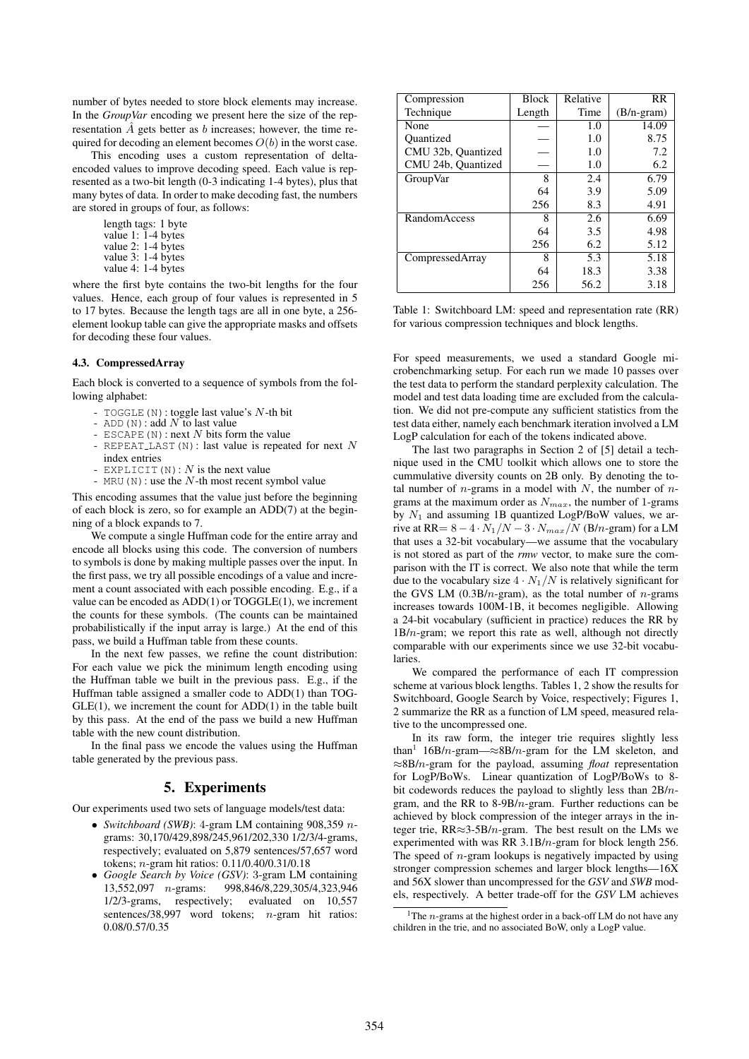number of bytes needed to store block elements may increase. In the *GroupVar* encoding we present here the size of the representation $\hat{A}$ gets better as $b$ increases; however, the time required for decoding an element becomes $O(b)$ in the worst case.

This encoding uses a custom representation of delta-encoded values to improve decoding speed. Each value is represented as a two-bit length (0-3 indicating 1-4 bytes), plus that many bytes of data. In order to make decoding fast, the numbers are stored in groups of four, as follows:

```
length tags: 1 byte
value 1: 1-4 bytes
value 2: 1-4 bytes
value 3: 1-4 bytes
value 4: 1-4 bytes
```

where the first byte contains the two-bit lengths for the four values. Hence, each group of four values is represented in 5 to 17 bytes. Because the length tags are all in one byte, a 256-element lookup table can give the appropriate masks and offsets for decoding these four values.

### 4.3. CompressedArray

Each block is converted to a sequence of symbols from the following alphabet:

- `TOGGLE(N)`: toggle last value's $N$-th bit
- `ADD(N)`: add $N$ to last value
- `ESCAPE(N)`: next $N$ bits form the value
- `REPEAT_LAST(N)`: last value is repeated for next $N$ index entries
- `EXPLICIT(N)`: $N$ is the next value
- `MRU(N)`: use the $N$-th most recent symbol value

This encoding assumes that the value just before the beginning of each block is zero, so for example an ADD(7) at the beginning of a block expands to 7.

We compute a single Huffman code for the entire array and encode all blocks using this code. The conversion of numbers to symbols is done by making multiple passes over the input. In the first pass, we try all possible encodings of a value and increment a count associated with each possible encoding. E.g., if a value can be encoded as ADD(1) or TOGGLE(1), we increment the counts for these symbols. (The counts can be maintained probabilistically if the input array is large.) At the end of this pass, we build a Huffman table from these counts.

In the next few passes, we refine the count distribution: For each value we pick the minimum length encoding using the Huffman table we built in the previous pass. E.g., if the Huffman table assigned a smaller code to ADD(1) than TOGGLE(1), we increment the count for ADD(1) in the table built by this pass. At the end of the pass we build a new Huffman table with the new count distribution.

In the final pass we encode the values using the Huffman table generated by the previous pass.

## 5. Experiments

Our experiments used two sets of language models/test data:

- *Switchboard (SWB)*: 4-gram LM containing 908,359 $n$-grams: 30,170/429,898/245,961/202,330 1/2/3/4-grams, respectively; evaluated on 5,879 sentences/57,657 word tokens; $n$-gram hit ratios: 0.11/0.40/0.31/0.18
- *Google Search by Voice (GSV)*: 3-gram LM containing 13,552,097 $n$-grams: 998,846/8,229,305/4,323,946 1/2/3-grams, respectively; evaluated on 10,557 sentences/38,997 word tokens; $n$-gram hit ratios: 0.08/0.57/0.35

| Compression Technique | Block Length | Relative Time | RR (B/n-gram) |
|---|---|---|---|
| None | — | 1.0 | 14.09 |
| Quantized | — | 1.0 | 8.75 |
| CMU 32b, Quantized | — | 1.0 | 7.2 |
| CMU 24b, Quantized | — | 1.0 | 6.2 |
| GroupVar | 8 | 2.4 | 6.79 |
| | 64 | 3.9 | 5.09 |
| | 256 | 8.3 | 4.91 |
| RandomAccess | 8 | 2.6 | 6.69 |
| | 64 | 3.5 | 4.98 |
| | 256 | 6.2 | 5.12 |
| CompressedArray | 8 | 5.3 | 5.18 |
| | 64 | 18.3 | 3.38 |
| | 256 | 56.2 | 3.18 |

Table 1: Switchboard LM: speed and representation rate (RR) for various compression techniques and block lengths.

For speed measurements, we used a standard Google microbenchmarking setup. For each run we made 10 passes over the test data to perform the standard perplexity calculation. The model and test data loading time are excluded from the calculation. We did not pre-compute any sufficient statistics from the test data either, namely each benchmark iteration involved a LM LogP calculation for each of the tokens indicated above.

The last two paragraphs in Section 2 of [5] detail a technique used in the CMU toolkit which allows one to store the cummulative diversity counts on 2B only. By denoting the total number of $n$-grams in a model with $N$, the number of $n$-grams at the maximum order as $N_{max}$, the number of 1-grams by $N_1$ and assuming 1B quantized LogP/BoW values, we arrive at RR$= 8 - 4 \cdot N_1/N - 3 \cdot N_{max}/N$ (B/$n$-gram) for a LM that uses a 32-bit vocabulary—we assume that the vocabulary is not stored as part of the *rmw* vector, to make sure the comparison with the IT is correct. We also note that while the term due to the vocabulary size $4 \cdot N_1/N$ is relatively significant for the GVS LM (0.3B/$n$-gram), as the total number of $n$-grams increases towards 100M-1B, it becomes negligible. Allowing a 24-bit vocabulary (sufficient in practice) reduces the RR by 1B/$n$-gram; we report this rate as well, although not directly comparable with our experiments since we use 32-bit vocabularies.

We compared the performance of each IT compression scheme at various block lengths. Tables 1, 2 show the results for Switchboard, Google Search by Voice, respectively; Figures 1, 2 summarize the RR as a function of LM speed, measured relative to the uncompressed one.

In its raw form, the integer trie requires slightly less than[1] 16B/$n$-gram—≈8B/$n$-gram for the LM skeleton, and ≈8B/$n$-gram for the payload, assuming *float* representation for LogP/BoWs. Linear quantization of LogP/BoWs to 8-bit codewords reduces the payload to slightly less than 2B/$n$-gram, and the RR to 8-9B/$n$-gram. Further reductions can be achieved by block compression of the integer arrays in the integer trie, RR≈3-5B/$n$-gram. The best result on the LMs we experimented with was RR 3.1B/$n$-gram for block length 256. The speed of $n$-gram lookups is negatively impacted by using stronger compression schemes and larger block lengths—16X and 56X slower than uncompressed for the *GSV* and *SWB* models, respectively. A better trade-off for the *GSV* LM achieves

[1] The $n$-grams at the highest order in a back-off LM do not have any children in the trie, and no associated BoW, only a LogP value.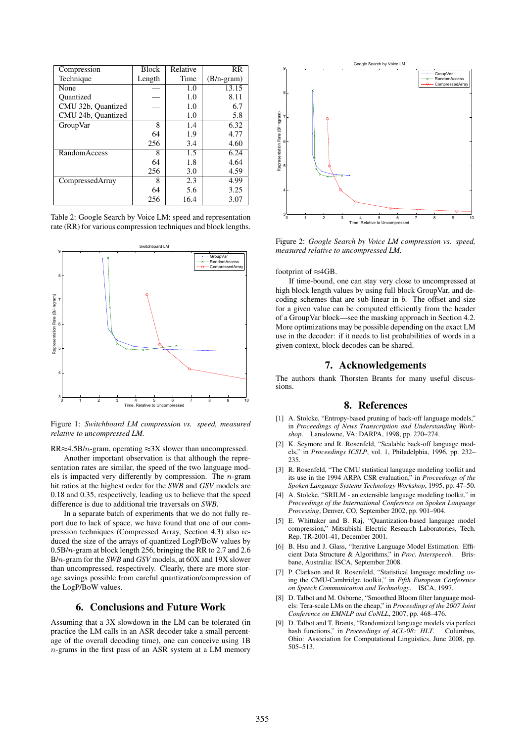| Compression Technique | Block Length | Relative Time | RR (B/n-gram) |
|---|---|---|---|
| None | — | 1.0 | 13.15 |
| Quantized | — | 1.0 | 8.11 |
| CMU 32b, Quantized | — | 1.0 | 6.7 |
| CMU 24b, Quantized | — | 1.0 | 5.8 |
| GroupVar | 8 | 1.4 | 6.32 |
| | 64 | 1.9 | 4.77 |
| | 256 | 3.4 | 4.60 |
| RandomAccess | 8 | 1.5 | 6.24 |
| | 64 | 1.8 | 4.64 |
| | 256 | 3.0 | 4.59 |
| CompressedArray | 8 | 2.3 | 4.99 |
| | 64 | 5.6 | 3.25 |
| | 256 | 16.4 | 3.07 |

Table 2: Google Search by Voice LM: speed and representation rate (RR) for various compression techniques and block lengths.

Switchboard LM

GroupVar
RandomAccess
CompressedArray

Representation Rate (B/−ngram)

Time, Relative to Uncompressed

0 1 2 3 4 5 6 7 8 9 10

3 4 5 6 7 8 9

Figure 1: *Switchboard LM compression vs. speed, measured relative to uncompressed LM.*

RR≈4.5B/$n$-gram, operating ≈3X slower than uncompressed.

Another important observation is that although the representation rates are similar, the speed of the two language models is impacted very differently by compression. The $n$-gram hit ratios at the highest order for the *SWB* and *GSV* models are 0.18 and 0.35, respectively, leading us to believe that the speed difference is due to additional trie traversals on *SWB*.

In a separate batch of experiments that we do not fully report due to lack of space, we have found that one of our compression techniques (Compressed Array, Section 4.3) also reduced the size of the arrays of quantized LogP/BoW values by 0.5B/$n$-gram at block length 256, bringing the RR to 2.7 and 2.6 B/$n$-gram for the *SWB* and *GSV* models, at 60X and 19X slower than uncompressed, respectively. Clearly, there are more storage savings possible from careful quantization/compression of the LogP/BoW values.

## 6. Conclusions and Future Work

Assuming that a 3X slowdown in the LM can be tolerated (in practice the LM calls in an ASR decoder take a small percentage of the overall decoding time), one can conceive using 1B $n$-grams in the first pass of an ASR system at a LM memory

Google Search by Voice LM

GroupVar
RandomAccess
CompressedArray

Representation Rate (B/−ngram)

Time, Relative to Uncompressed

0 1 2 3 4 5 6 7 8 9 10

3 4 5 6 7 8 9

Figure 2: *Google Search by Voice LM compression vs. speed, measured relative to uncompressed LM.*

footprint of ≈4GB.

If time-bound, one can stay very close to uncompressed at high block length values by using full block GroupVar, and decoding schemes that are sub-linear in $b$. The offset and size for a given value can be computed efficiently from the header of a GroupVar block—see the masking approach in Section 4.2. More optimizations may be possible depending on the exact LM use in the decoder: if it needs to list probabilities of words in a given context, block decodes can be shared.

## 7. Acknowledgements

The authors thank Thorsten Brants for many useful discussions.

## 8. References

[1] A. Stolcke, "Entropy-based pruning of back-off language models," in *Proceedings of News Transcription and Understanding Workshop*. Lansdowne, VA: DARPA, 1998, pp. 270–274.

[2] K. Seymore and R. Rosenfeld, "Scalable back-off language models," in *Proceedings ICSLP*, vol. 1, Philadelphia, 1996, pp. 232–235.

[3] R. Rosenfeld, "The CMU statistical language modeling toolkit and its use in the 1994 ARPA CSR evaluation," in *Proceedings of the Spoken Language Systems Technology Workshop*, 1995, pp. 47–50.

[4] A. Stolcke, "SRILM - an extensible language modeling toolkit," in *Proceedings of the International Conference on Spoken Language Processing*, Denver, CO, September 2002, pp. 901–904.

[5] E. Whittaker and B. Raj, "Quantization-based language model compression," Mitsubishi Electric Research Laboratories, Tech. Rep. TR-2001-41, December 2001.

[6] B. Hsu and J. Glass, "Iterative Language Model Estimation: Efficient Data Structure & Algorithms," in *Proc. Interspeech*. Brisbane, Australia: ISCA, September 2008.

[7] P. Clarkson and R. Rosenfeld, "Statistical language modeling using the CMU-Cambridge toolkit," in *Fifth European Conference on Speech Communication and Technology*. ISCA, 1997.

[8] D. Talbot and M. Osborne, "Smoothed Bloom filter language models: Tera-scale LMs on the cheap," in *Proceedings of the 2007 Joint Conference on EMNLP and CoNLL*, 2007, pp. 468–476.

[9] D. Talbot and T. Brants, "Randomized language models via perfect hash functions," in *Proceedings of ACL-08: HLT*. Columbus, Ohio: Association for Computational Linguistics, June 2008, pp. 505–513.